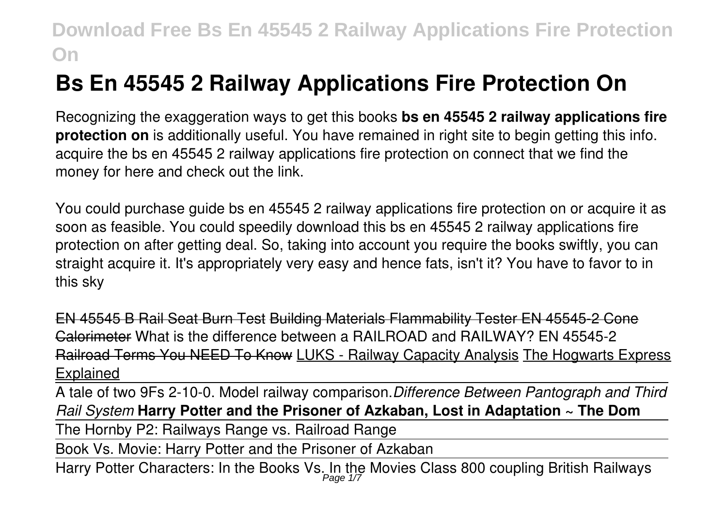# Bs En 45545 2 Railway Applications Fire Protection On

Recognizing the exaggeration ways to get this books **bs en 45545 2 railway applications fire protection on** is additionally useful. You have remained in right site to begin getting this info. acquire the bs en 45545 2 railway applications fire protection on connect that we find the money for here and check out the link.

You could purchase guide bs en 45545 2 railway applications fire protection on or acquire it as soon as feasible. You could speedily download this bs en 45545 2 railway applications fire protection on after getting deal. So, taking into account you require the books swiftly, you can straight acquire it. It's appropriately very easy and hence fats, isn't it? You have to favor to in this sky

~~EN 45545 B Rail Seat Burn Test~~ ~~Building Materials Flammability Tester EN 45545-2 Cone Calorimeter~~ What is the difference between a RAILROAD and RAILWAY? EN 45545-2 ~~Railroad Terms You NEED To Know~~ LUKS - Railway Capacity Analysis The Hogwarts Express Explained

A tale of two 9Fs 2-10-0. Model railway comparison. *Difference Between Pantograph and Third Rail System* **Harry Potter and the Prisoner of Azkaban, Lost in Adaptation ~ The Dom**

The Hornby P2: Railways Range vs. Railroad Range

Book Vs. Movie: Harry Potter and the Prisoner of Azkaban

Harry Potter Characters: In the Books Vs. In the Movies Class 800 coupling British Railways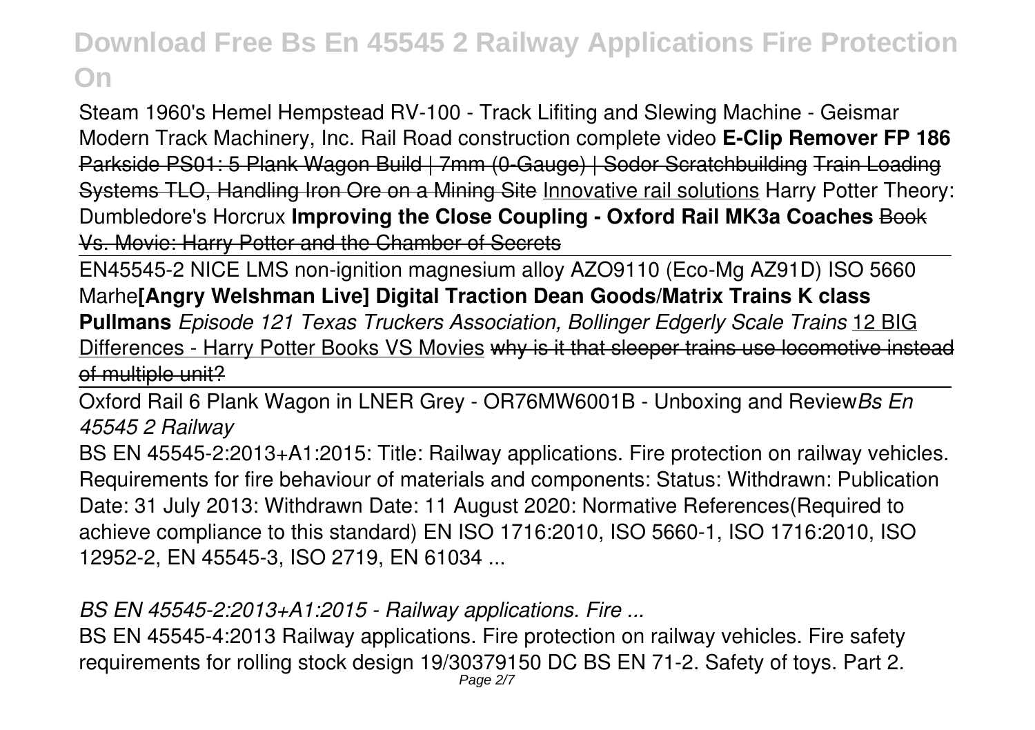Steam 1960's Hemel Hempstead RV-100 - Track Lifiting and Slewing Machine - Geismar Modern Track Machinery, Inc. Rail Road construction complete video **E-Clip Remover FP 186** ~~Parkside PS01: 5 Plank Wagon Build | 7mm (0-Gauge) | Sodor Scratchbuilding~~ ~~Train Loading Systems TLO, Handling Iron Ore on a Mining Site~~ Innovative rail solutions Harry Potter Theory: Dumbledore's Horcrux **Improving the Close Coupling - Oxford Rail MK3a Coaches** ~~Book Vs. Movie: Harry Potter and the Chamber of Secrets~~

EN45545-2 NICE LMS non-ignition magnesium alloy AZO9110 (Eco-Mg AZ91D) ISO 5660 Marhe**[Angry Welshman Live] Digital Traction Dean Goods/Matrix Trains K class Pullmans** *Episode 121 Texas Truckers Association, Bollinger Edgerly Scale Trains* 12 BIG Differences - Harry Potter Books VS Movies ~~why is it that sleeper trains use locomotive instead of multiple unit?~~

Oxford Rail 6 Plank Wagon in LNER Grey - OR76MW6001B - Unboxing and Review*Bs En 45545 2 Railway*

BS EN 45545-2:2013+A1:2015: Title: Railway applications. Fire protection on railway vehicles. Requirements for fire behaviour of materials and components: Status: Withdrawn: Publication Date: 31 July 2013: Withdrawn Date: 11 August 2020: Normative References(Required to achieve compliance to this standard) EN ISO 1716:2010, ISO 5660-1, ISO 1716:2010, ISO 12952-2, EN 45545-3, ISO 2719, EN 61034 ...

*BS EN 45545-2:2013+A1:2015 - Railway applications. Fire ...*

BS EN 45545-4:2013 Railway applications. Fire protection on railway vehicles. Fire safety requirements for rolling stock design 19/30379150 DC BS EN 71-2. Safety of toys. Part 2.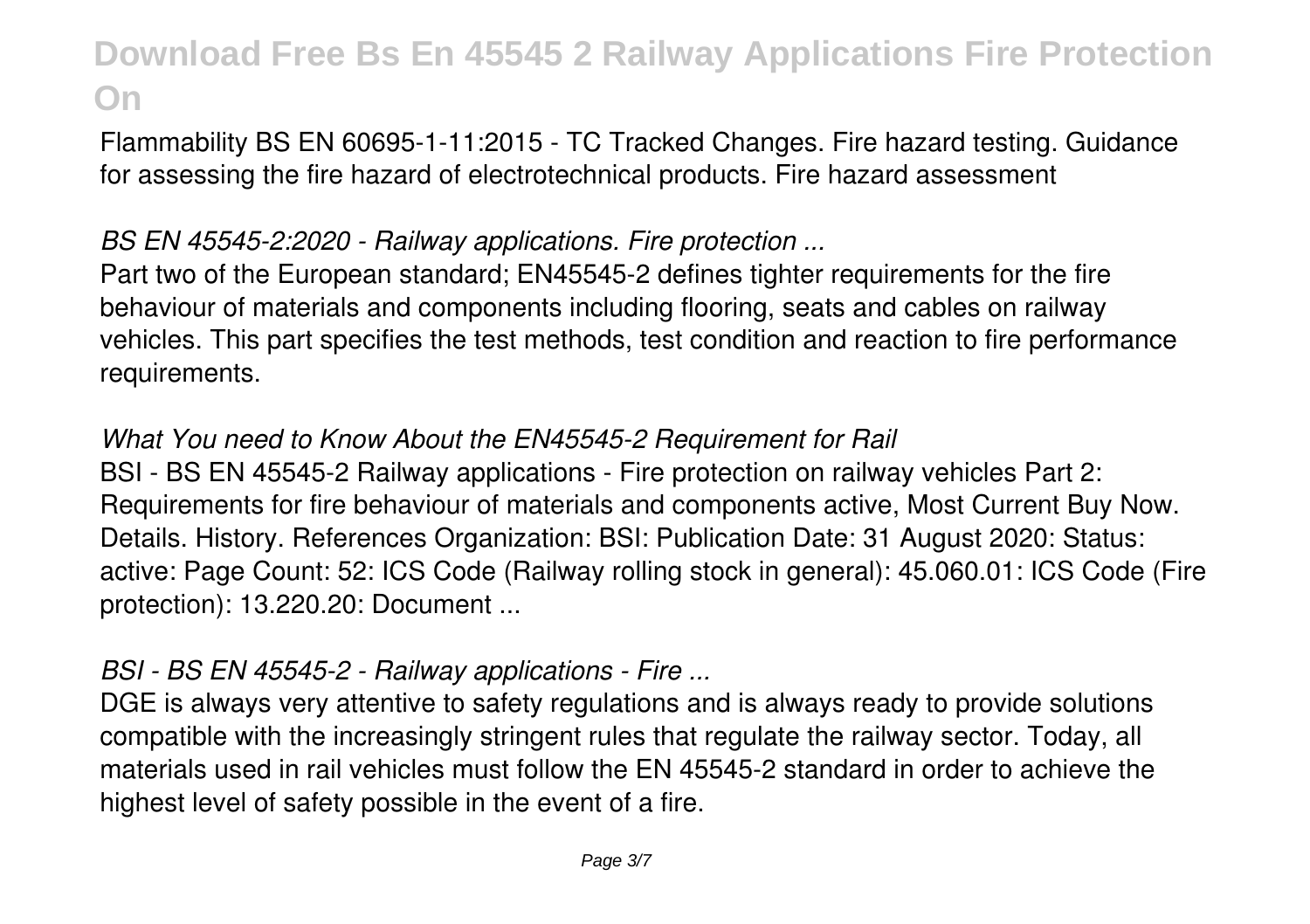Flammability BS EN 60695-1-11:2015 - TC Tracked Changes. Fire hazard testing. Guidance for assessing the fire hazard of electrotechnical products. Fire hazard assessment

### *BS EN 45545-2:2020 - Railway applications. Fire protection ...*

Part two of the European standard; EN45545-2 defines tighter requirements for the fire behaviour of materials and components including flooring, seats and cables on railway vehicles. This part specifies the test methods, test condition and reaction to fire performance requirements.

### *What You need to Know About the EN45545-2 Requirement for Rail*

BSI - BS EN 45545-2 Railway applications - Fire protection on railway vehicles Part 2: Requirements for fire behaviour of materials and components active, Most Current Buy Now. Details. History. References Organization: BSI: Publication Date: 31 August 2020: Status: active: Page Count: 52: ICS Code (Railway rolling stock in general): 45.060.01: ICS Code (Fire protection): 13.220.20: Document ...

### *BSI - BS EN 45545-2 - Railway applications - Fire ...*

DGE is always very attentive to safety regulations and is always ready to provide solutions compatible with the increasingly stringent rules that regulate the railway sector. Today, all materials used in rail vehicles must follow the EN 45545-2 standard in order to achieve the highest level of safety possible in the event of a fire.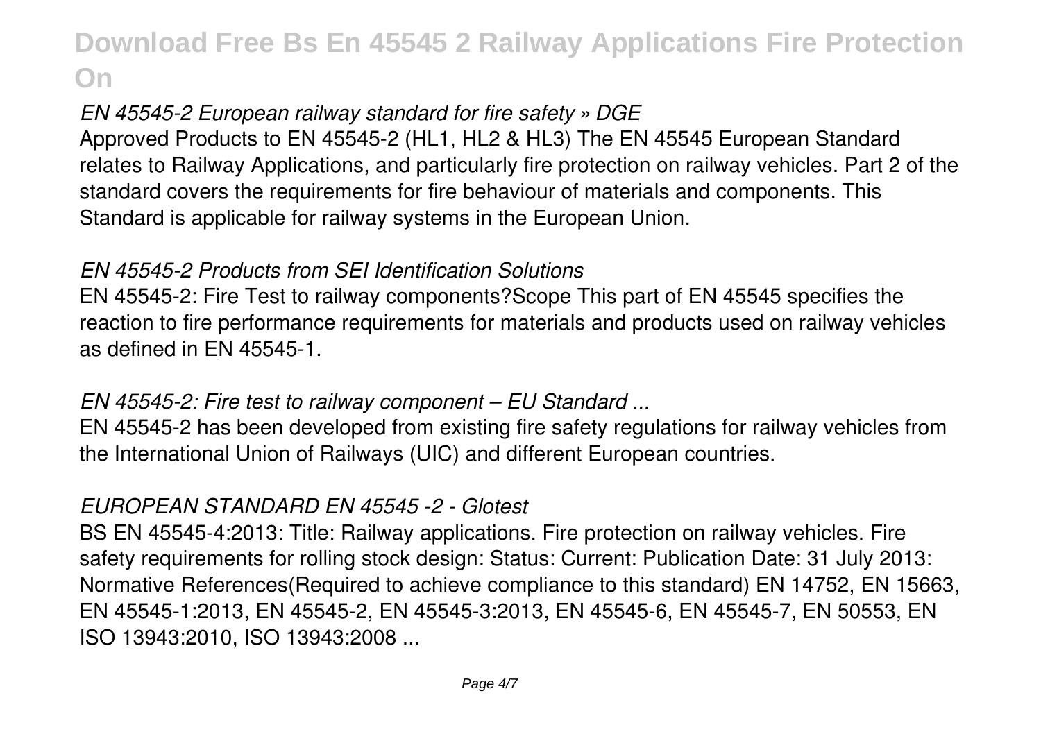## *EN 45545-2 European railway standard for fire safety » DGE*

Approved Products to EN 45545-2 (HL1, HL2 & HL3) The EN 45545 European Standard relates to Railway Applications, and particularly fire protection on railway vehicles. Part 2 of the standard covers the requirements for fire behaviour of materials and components. This Standard is applicable for railway systems in the European Union.

## *EN 45545-2 Products from SEI Identification Solutions*

EN 45545-2: Fire Test to railway components?Scope This part of EN 45545 specifies the reaction to fire performance requirements for materials and products used on railway vehicles as defined in EN 45545-1.

## *EN 45545-2: Fire test to railway component – EU Standard ...*

EN 45545-2 has been developed from existing fire safety regulations for railway vehicles from the International Union of Railways (UIC) and different European countries.

## *EUROPEAN STANDARD EN 45545 -2 - Glotest*

BS EN 45545-4:2013: Title: Railway applications. Fire protection on railway vehicles. Fire safety requirements for rolling stock design: Status: Current: Publication Date: 31 July 2013: Normative References(Required to achieve compliance to this standard) EN 14752, EN 15663, EN 45545-1:2013, EN 45545-2, EN 45545-3:2013, EN 45545-6, EN 45545-7, EN 50553, EN ISO 13943:2010, ISO 13943:2008 ...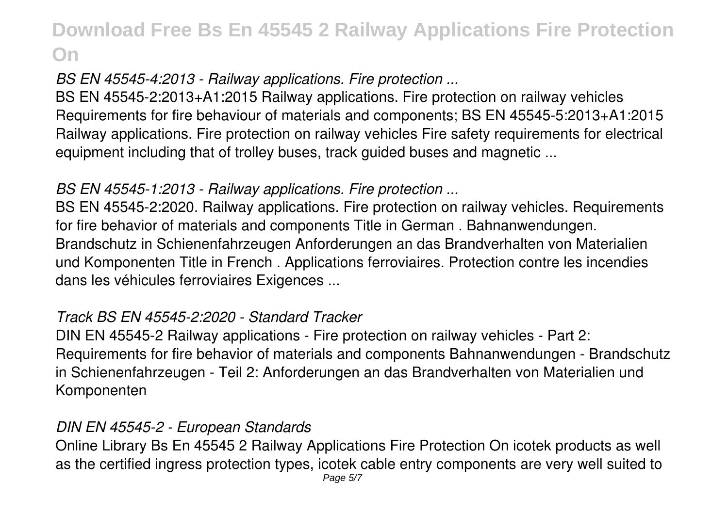### *BS EN 45545-4:2013 - Railway applications. Fire protection ...*

BS EN 45545-2:2013+A1:2015 Railway applications. Fire protection on railway vehicles Requirements for fire behaviour of materials and components; BS EN 45545-5:2013+A1:2015 Railway applications. Fire protection on railway vehicles Fire safety requirements for electrical equipment including that of trolley buses, track guided buses and magnetic ...

### *BS EN 45545-1:2013 - Railway applications. Fire protection ...*

BS EN 45545-2:2020. Railway applications. Fire protection on railway vehicles. Requirements for fire behavior of materials and components Title in German . Bahnanwendungen. Brandschutz in Schienenfahrzeugen Anforderungen an das Brandverhalten von Materialien und Komponenten Title in French . Applications ferroviaires. Protection contre les incendies dans les véhicules ferroviaires Exigences ...

### *Track BS EN 45545-2:2020 - Standard Tracker*

DIN EN 45545-2 Railway applications - Fire protection on railway vehicles - Part 2: Requirements for fire behavior of materials and components Bahnanwendungen - Brandschutz in Schienenfahrzeugen - Teil 2: Anforderungen an das Brandverhalten von Materialien und Komponenten

### *DIN EN 45545-2 - European Standards*

Online Library Bs En 45545 2 Railway Applications Fire Protection On icotek products as well as the certified ingress protection types, icotek cable entry components are very well suited to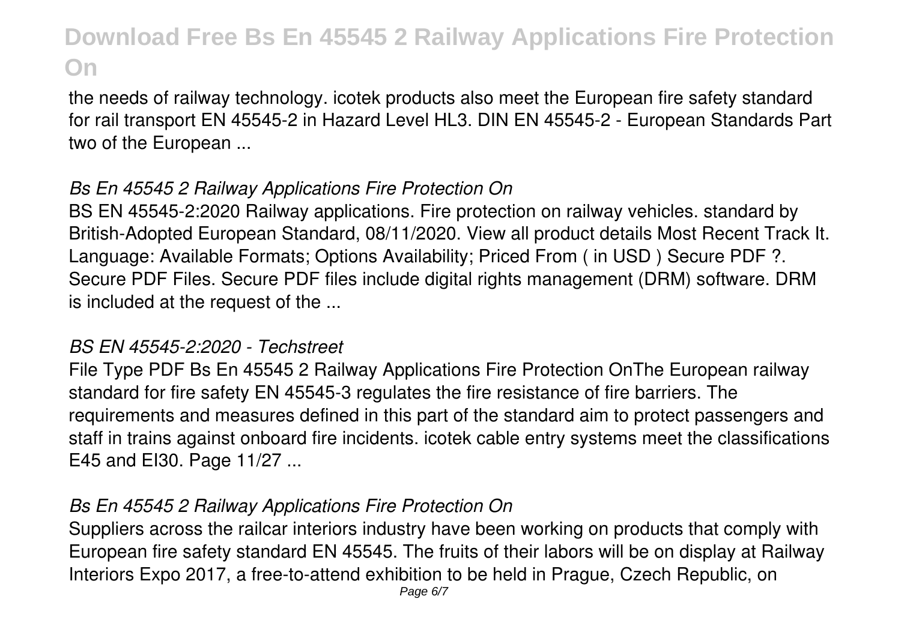the needs of railway technology. icotek products also meet the European fire safety standard for rail transport EN 45545-2 in Hazard Level HL3. DIN EN 45545-2 - European Standards Part two of the European ...

### *Bs En 45545 2 Railway Applications Fire Protection On*

BS EN 45545-2:2020 Railway applications. Fire protection on railway vehicles. standard by British-Adopted European Standard, 08/11/2020. View all product details Most Recent Track It. Language: Available Formats; Options Availability; Priced From ( in USD ) Secure PDF ?. Secure PDF Files. Secure PDF files include digital rights management (DRM) software. DRM is included at the request of the ...

### *BS EN 45545-2:2020 - Techstreet*

File Type PDF Bs En 45545 2 Railway Applications Fire Protection OnThe European railway standard for fire safety EN 45545-3 regulates the fire resistance of fire barriers. The requirements and measures defined in this part of the standard aim to protect passengers and staff in trains against onboard fire incidents. icotek cable entry systems meet the classifications E45 and EI30. Page 11/27 ...

### *Bs En 45545 2 Railway Applications Fire Protection On*

Suppliers across the railcar interiors industry have been working on products that comply with European fire safety standard EN 45545. The fruits of their labors will be on display at Railway Interiors Expo 2017, a free-to-attend exhibition to be held in Prague, Czech Republic, on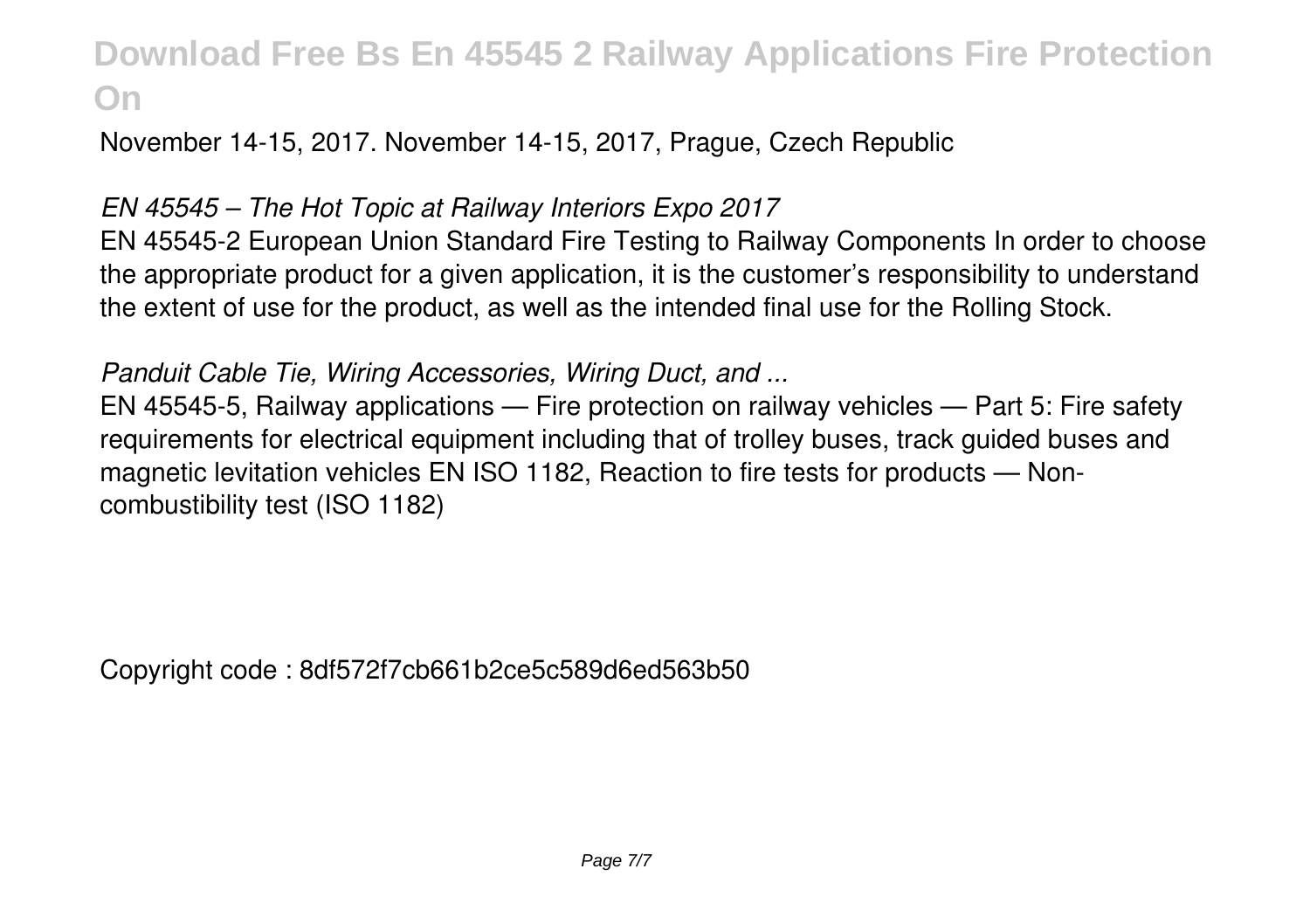November 14-15, 2017. November 14-15, 2017, Prague, Czech Republic

*EN 45545 – The Hot Topic at Railway Interiors Expo 2017*

EN 45545-2 European Union Standard Fire Testing to Railway Components In order to choose the appropriate product for a given application, it is the customer's responsibility to understand the extent of use for the product, as well as the intended final use for the Rolling Stock.

*Panduit Cable Tie, Wiring Accessories, Wiring Duct, and ...*

EN 45545-5, Railway applications — Fire protection on railway vehicles — Part 5: Fire safety requirements for electrical equipment including that of trolley buses, track guided buses and magnetic levitation vehicles EN ISO 1182, Reaction to fire tests for products — Non-combustibility test (ISO 1182)

Copyright code : 8df572f7cb661b2ce5c589d6ed563b50